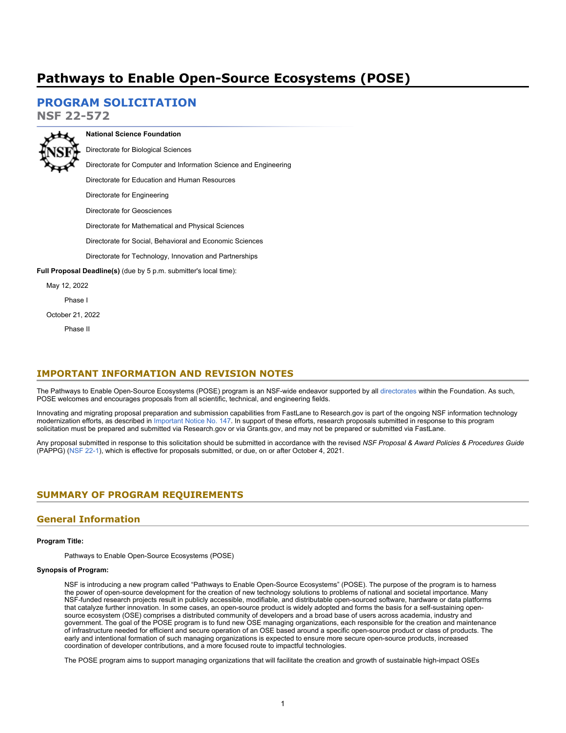# Pathways to Enable Open-Source Ecosystems (POSE)

## PROGRAM SOLICITATION

**NSF 22-572**

**National Science Foundation**

Directorate for Biological Sciences

Directorate for Computer and Information Science and Engineering

Directorate for Education and Human Resources

Directorate for Engineering

Directorate for Geosciences

Directorate for Mathematical and Physical Sciences

Directorate for Social, Behavioral and Economic Sciences

Directorate for Technology, Innovation and Partnerships

**Full Proposal Deadline(s)** (due by 5 p.m. submitter's local time):

May 12, 2022

Phase I

October 21, 2022

Phase II

## IMPORTANT INFORMATION AND REVISION NOTES

The Pathways to Enable Open-Source Ecosystems (POSE) program is an NSF-wide endeavor supported by all directorates within the Foundation. As such, POSE welcomes and encourages proposals from all scientific, technical, and engineering fields.

Innovating and migrating proposal preparation and submission capabilities from FastLane to Research.gov is part of the ongoing NSF information technology modernization efforts, as described in Important Notice No. 147. In support of these efforts, research proposals submitted in response to this program solicitation must be prepared and submitted via Research.gov or via Grants.gov, and may not be prepared or submitted via FastLane.

Any proposal submitted in response to this solicitation should be submitted in accordance with the revised *NSF Proposal & Award Policies & Procedures Guide* (PAPPG) (NSF 22-1), which is effective for proposals submitted, or due, on or after October 4, 2021.

## SUMMARY OF PROGRAM REQUIREMENTS

### General Information

**Program Title:**

Pathways to Enable Open-Source Ecosystems (POSE)

**Synopsis of Program:**

NSF is introducing a new program called "Pathways to Enable Open-Source Ecosystems" (POSE). The purpose of the program is to harness the power of open-source development for the creation of new technology solutions to problems of national and societal importance. Many NSF-funded research projects result in publicly accessible, modifiable, and distributable open-sourced software, hardware or data platforms that catalyze further innovation. In some cases, an open-source product is widely adopted and forms the basis for a self-sustaining open-source ecosystem (OSE) comprises a distributed community of developers and a broad base of users across academia, industry and government. The goal of the POSE program is to fund new OSE managing organizations, each responsible for the creation and maintenance of infrastructure needed for efficient and secure operation of an OSE based around a specific open-source product or class of products. The early and intentional formation of such managing organizations is expected to ensure more secure open-source products, increased coordination of developer contributions, and a more focused route to impactful technologies.

The POSE program aims to support managing organizations that will facilitate the creation and growth of sustainable high-impact OSEs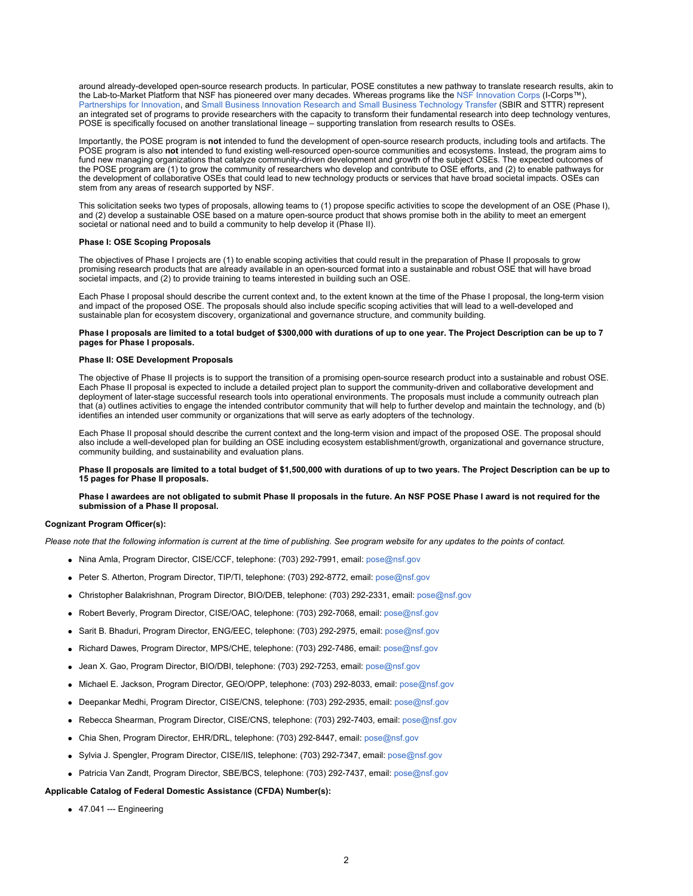around already-developed open-source research products. In particular, POSE constitutes a new pathway to translate research results, akin to the Lab-to-Market Platform that NSF has pioneered over many decades. Whereas programs like the NSF Innovation Corps (I-Corps™), Partnerships for Innovation, and Small Business Innovation Research and Small Business Technology Transfer (SBIR and STTR) represent an integrated set of programs to provide researchers with the capacity to transform their fundamental research into deep technology ventures, POSE is specifically focused on another translational lineage – supporting translation from research results to OSEs.

Importantly, the POSE program is **not** intended to fund the development of open-source research products, including tools and artifacts. The POSE program is also **not** intended to fund existing well-resourced open-source communities and ecosystems. Instead, the program aims to fund new managing organizations that catalyze community-driven development and growth of the subject OSEs. The expected outcomes of the POSE program are (1) to grow the community of researchers who develop and contribute to OSE efforts, and (2) to enable pathways for the development of collaborative OSEs that could lead to new technology products or services that have broad societal impacts. OSEs can stem from any areas of research supported by NSF.

This solicitation seeks two types of proposals, allowing teams to (1) propose specific activities to scope the development of an OSE (Phase I), and (2) develop a sustainable OSE based on a mature open-source product that shows promise both in the ability to meet an emergent societal or national need and to build a community to help develop it (Phase II).

**Phase I: OSE Scoping Proposals**

The objectives of Phase I projects are (1) to enable scoping activities that could result in the preparation of Phase II proposals to grow promising research products that are already available in an open-sourced format into a sustainable and robust OSE that will have broad societal impacts, and (2) to provide training to teams interested in building such an OSE.

Each Phase I proposal should describe the current context and, to the extent known at the time of the Phase I proposal, the long-term vision and impact of the proposed OSE. The proposals should also include specific scoping activities that will lead to a well-developed and sustainable plan for ecosystem discovery, organizational and governance structure, and community building.

**Phase I proposals are limited to a total budget of $300,000 with durations of up to one year. The Project Description can be up to 7 pages for Phase I proposals.**

**Phase II: OSE Development Proposals**

The objective of Phase II projects is to support the transition of a promising open-source research product into a sustainable and robust OSE. Each Phase II proposal is expected to include a detailed project plan to support the community-driven and collaborative development and deployment of later-stage successful research tools into operational environments. The proposals must include a community outreach plan that (a) outlines activities to engage the intended contributor community that will help to further develop and maintain the technology, and (b) identifies an intended user community or organizations that will serve as early adopters of the technology.

Each Phase II proposal should describe the current context and the long-term vision and impact of the proposed OSE. The proposal should also include a well-developed plan for building an OSE including ecosystem establishment/growth, organizational and governance structure, community building, and sustainability and evaluation plans.

**Phase II proposals are limited to a total budget of $1,500,000 with durations of up to two years. The Project Description can be up to 15 pages for Phase II proposals.**

**Phase I awardees are not obligated to submit Phase II proposals in the future. An NSF POSE Phase I award is not required for the submission of a Phase II proposal.**

**Cognizant Program Officer(s):**

*Please note that the following information is current at the time of publishing. See program website for any updates to the points of contact.*

- Nina Amla, Program Director, CISE/CCF, telephone: (703) 292-7991, email: pose@nsf.gov
- Peter S. Atherton, Program Director, TIP/TI, telephone: (703) 292-8772, email: pose@nsf.gov
- Christopher Balakrishnan, Program Director, BIO/DEB, telephone: (703) 292-2331, email: pose@nsf.gov
- Robert Beverly, Program Director, CISE/OAC, telephone: (703) 292-7068, email: pose@nsf.gov
- Sarit B. Bhaduri, Program Director, ENG/EEC, telephone: (703) 292-2975, email: pose@nsf.gov
- Richard Dawes, Program Director, MPS/CHE, telephone: (703) 292-7486, email: pose@nsf.gov
- Jean X. Gao, Program Director, BIO/DBI, telephone: (703) 292-7253, email: pose@nsf.gov
- Michael E. Jackson, Program Director, GEO/OPP, telephone: (703) 292-8033, email: pose@nsf.gov
- Deepankar Medhi, Program Director, CISE/CNS, telephone: (703) 292-2935, email: pose@nsf.gov
- Rebecca Shearman, Program Director, CISE/CNS, telephone: (703) 292-7403, email: pose@nsf.gov
- Chia Shen, Program Director, EHR/DRL, telephone: (703) 292-8447, email: pose@nsf.gov
- Sylvia J. Spengler, Program Director, CISE/IIS, telephone: (703) 292-7347, email: pose@nsf.gov
- Patricia Van Zandt, Program Director, SBE/BCS, telephone: (703) 292-7437, email: pose@nsf.gov

**Applicable Catalog of Federal Domestic Assistance (CFDA) Number(s):**

- 47.041 --- Engineering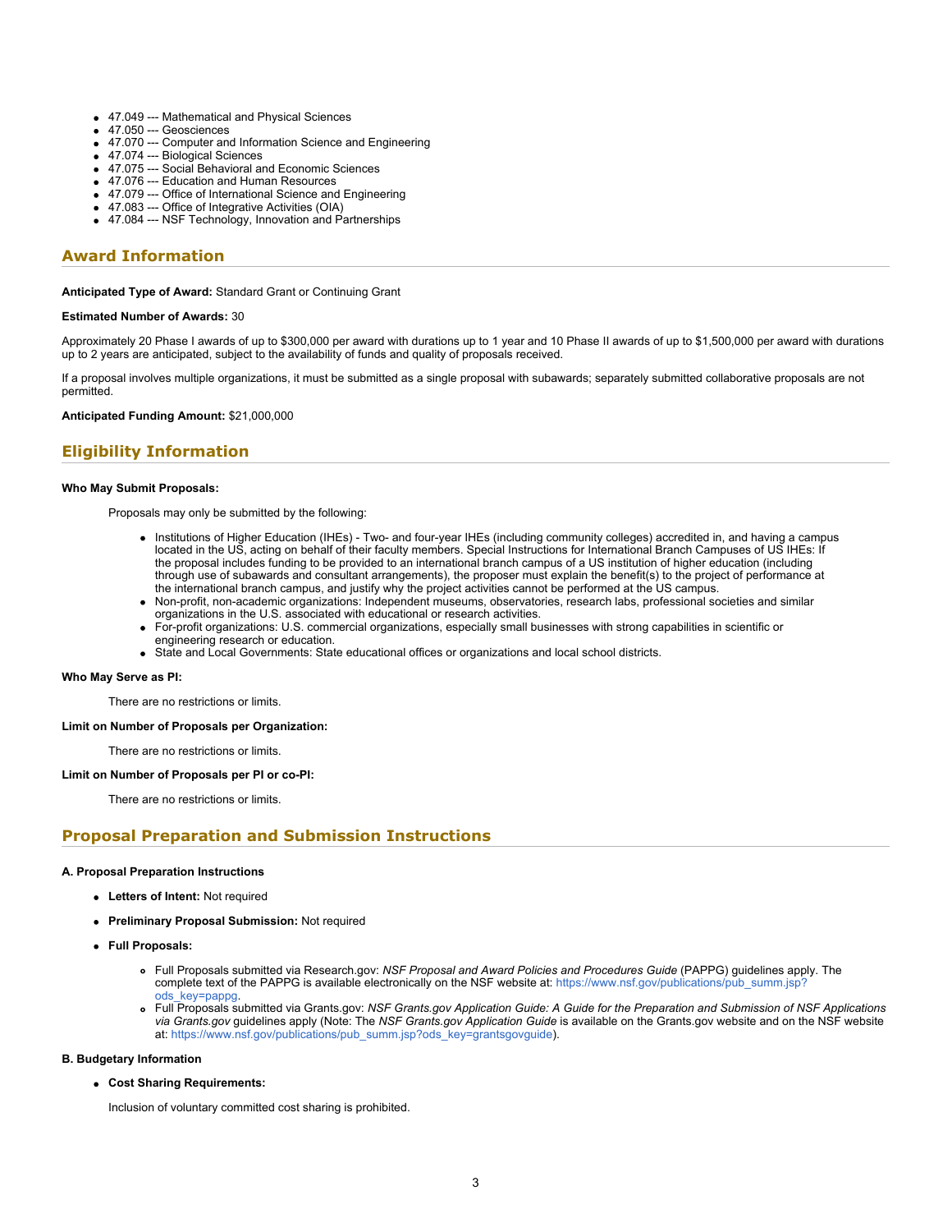- 47.049 --- Mathematical and Physical Sciences
- 47.050 --- Geosciences
- 47.070 --- Computer and Information Science and Engineering
- 47.074 --- Biological Sciences
- 47.075 --- Social Behavioral and Economic Sciences
- 47.076 --- Education and Human Resources
- 47.079 --- Office of International Science and Engineering
- 47.083 --- Office of Integrative Activities (OIA)
- 47.084 --- NSF Technology, Innovation and Partnerships

## Award Information

**Anticipated Type of Award:** Standard Grant or Continuing Grant

**Estimated Number of Awards:** 30

Approximately 20 Phase I awards of up to $300,000 per award with durations up to 1 year and 10 Phase II awards of up to $1,500,000 per award with durations up to 2 years are anticipated, subject to the availability of funds and quality of proposals received.

If a proposal involves multiple organizations, it must be submitted as a single proposal with subawards; separately submitted collaborative proposals are not permitted.

**Anticipated Funding Amount:** $21,000,000

## Eligibility Information

**Who May Submit Proposals:**

Proposals may only be submitted by the following:

- Institutions of Higher Education (IHEs) - Two- and four-year IHEs (including community colleges) accredited in, and having a campus located in the US, acting on behalf of their faculty members. Special Instructions for International Branch Campuses of US IHEs: If the proposal includes funding to be provided to an international branch campus of a US institution of higher education (including through use of subawards and consultant arrangements), the proposer must explain the benefit(s) to the project of performance at the international branch campus, and justify why the project activities cannot be performed at the US campus.
- Non-profit, non-academic organizations: Independent museums, observatories, research labs, professional societies and similar organizations in the U.S. associated with educational or research activities.
- For-profit organizations: U.S. commercial organizations, especially small businesses with strong capabilities in scientific or engineering research or education.
- State and Local Governments: State educational offices or organizations and local school districts.

**Who May Serve as PI:**

There are no restrictions or limits.

**Limit on Number of Proposals per Organization:**

There are no restrictions or limits.

**Limit on Number of Proposals per PI or co-PI:**

There are no restrictions or limits.

## Proposal Preparation and Submission Instructions

**A. Proposal Preparation Instructions**

- **Letters of Intent:** Not required
- **Preliminary Proposal Submission:** Not required
- **Full Proposals:**
    - Full Proposals submitted via Research.gov: *NSF Proposal and Award Policies and Procedures Guide* (PAPPG) guidelines apply. The complete text of the PAPPG is available electronically on the NSF website at: https://www.nsf.gov/publications/pub_summ.jsp?ods_key=pappg.
    - Full Proposals submitted via Grants.gov: *NSF Grants.gov Application Guide: A Guide for the Preparation and Submission of NSF Applications via Grants.gov* guidelines apply (Note: The *NSF Grants.gov Application Guide* is available on the Grants.gov website and on the NSF website at: https://www.nsf.gov/publications/pub_summ.jsp?ods_key=grantsgovguide).

**B. Budgetary Information**

- **Cost Sharing Requirements:**

Inclusion of voluntary committed cost sharing is prohibited.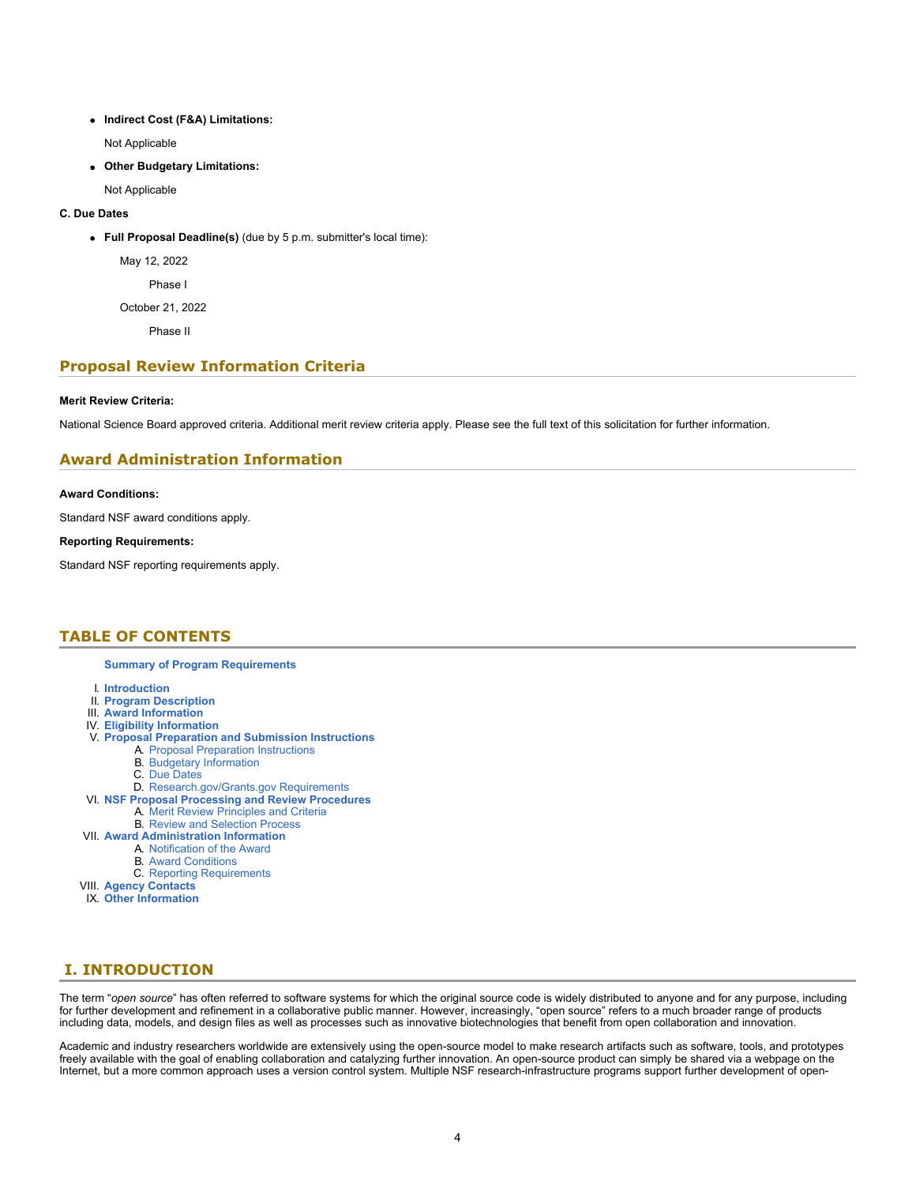- **Indirect Cost (F&A) Limitations:**

  Not Applicable

- **Other Budgetary Limitations:**

  Not Applicable

**C. Due Dates**

- **Full Proposal Deadline(s)** (due by 5 p.m. submitter's local time):

  May 12, 2022

  Phase I

  October 21, 2022

  Phase II

## Proposal Review Information Criteria

**Merit Review Criteria:**

National Science Board approved criteria. Additional merit review criteria apply. Please see the full text of this solicitation for further information.

## Award Administration Information

**Award Conditions:**

Standard NSF award conditions apply.

**Reporting Requirements:**

Standard NSF reporting requirements apply.

## TABLE OF CONTENTS

**Summary of Program Requirements**

I. **Introduction**
II. **Program Description**
III. **Award Information**
IV. **Eligibility Information**
V. **Proposal Preparation and Submission Instructions**
   A. Proposal Preparation Instructions
   B. Budgetary Information
   C. Due Dates
   D. Research.gov/Grants.gov Requirements
VI. **NSF Proposal Processing and Review Procedures**
   A. Merit Review Principles and Criteria
   B. Review and Selection Process
VII. **Award Administration Information**
   A. Notification of the Award
   B. Award Conditions
   C. Reporting Requirements
VIII. **Agency Contacts**
IX. **Other Information**

## I. INTRODUCTION

The term "*open source*" has often referred to software systems for which the original source code is widely distributed to anyone and for any purpose, including for further development and refinement in a collaborative public manner. However, increasingly, "open source" refers to a much broader range of products including data, models, and design files as well as processes such as innovative biotechnologies that benefit from open collaboration and innovation.

Academic and industry researchers worldwide are extensively using the open-source model to make research artifacts such as software, tools, and prototypes freely available with the goal of enabling collaboration and catalyzing further innovation. An open-source product can simply be shared via a webpage on the Internet, but a more common approach uses a version control system. Multiple NSF research-infrastructure programs support further development of open-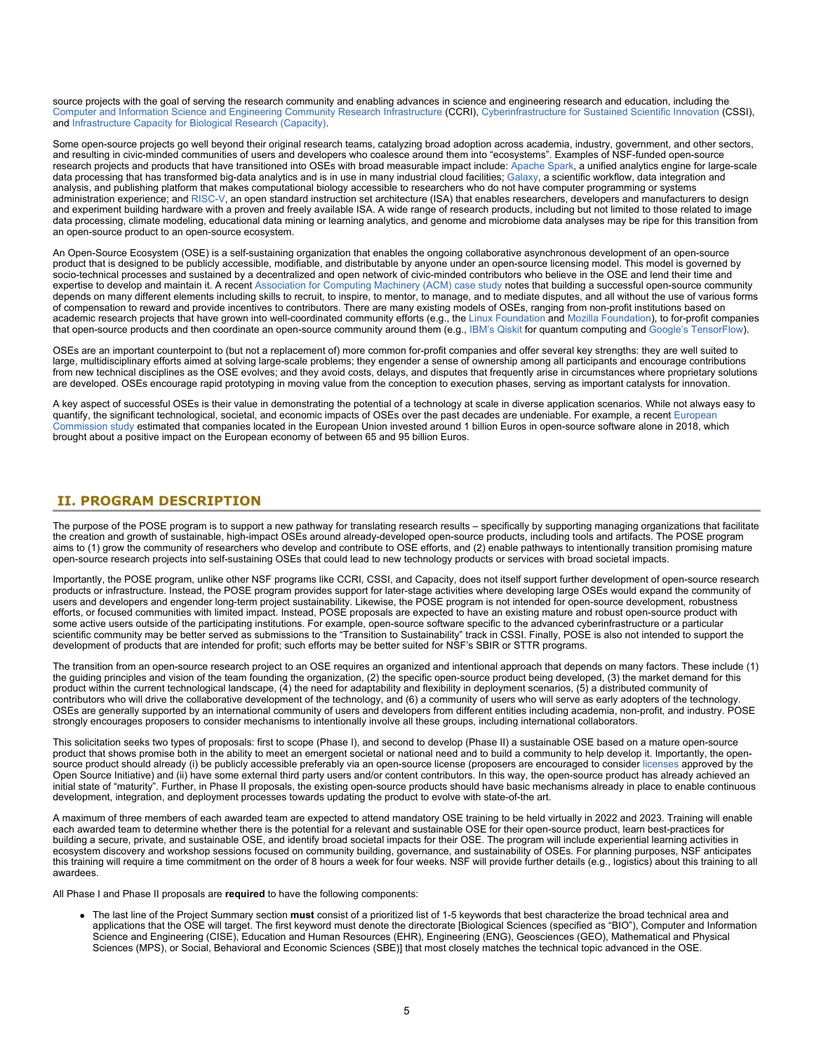source projects with the goal of serving the research community and enabling advances in science and engineering research and education, including the Computer and Information Science and Engineering Community Research Infrastructure (CCRI), Cyberinfrastructure for Sustained Scientific Innovation (CSSI), and Infrastructure Capacity for Biological Research (Capacity).

Some open-source projects go well beyond their original research teams, catalyzing broad adoption across academia, industry, government, and other sectors, and resulting in civic-minded communities of users and developers who coalesce around them into "ecosystems". Examples of NSF-funded open-source research projects and products that have transitioned into OSEs with broad measurable impact include: Apache Spark, a unified analytics engine for large-scale data processing that has transformed big-data analytics and is in use in many industrial cloud facilities; Galaxy, a scientific workflow, data integration and analysis, and publishing platform that makes computational biology accessible to researchers who do not have computer programming or systems administration experience; and RISC-V, an open standard instruction set architecture (ISA) that enables researchers, developers and manufacturers to design and experiment building hardware with a proven and freely available ISA. A wide range of research products, including but not limited to those related to image data processing, climate modeling, educational data mining or learning analytics, and genome and microbiome data analyses may be ripe for this transition from an open-source product to an open-source ecosystem.

An Open-Source Ecosystem (OSE) is a self-sustaining organization that enables the ongoing collaborative asynchronous development of an open-source product that is designed to be publicly accessible, modifiable, and distributable by anyone under an open-source licensing model. This model is governed by socio-technical processes and sustained by a decentralized and open network of civic-minded contributors who believe in the OSE and lend their time and expertise to develop and maintain it. A recent Association for Computing Machinery (ACM) case study notes that building a successful open-source community depends on many different elements including skills to recruit, to inspire, to mentor, to manage, and to mediate disputes, and all without the use of various forms of compensation to reward and provide incentives to contributors. There are many existing models of OSEs, ranging from non-profit institutions based on academic research projects that have grown into well-coordinated community efforts (e.g., the Linux Foundation and Mozilla Foundation), to for-profit companies that open-source products and then coordinate an open-source community around them (e.g., IBM's Qiskit for quantum computing and Google's TensorFlow).

OSEs are an important counterpoint to (but not a replacement of) more common for-profit companies and offer several key strengths: they are well suited to large, multidisciplinary efforts aimed at solving large-scale problems; they engender a sense of ownership among all participants and encourage contributions from new technical disciplines as the OSE evolves; and they avoid costs, delays, and disputes that frequently arise in circumstances where proprietary solutions are developed. OSEs encourage rapid prototyping in moving value from the conception to execution phases, serving as important catalysts for innovation.

A key aspect of successful OSEs is their value in demonstrating the potential of a technology at scale in diverse application scenarios. While not always easy to quantify, the significant technological, societal, and economic impacts of OSEs over the past decades are undeniable. For example, a recent European Commission study estimated that companies located in the European Union invested around 1 billion Euros in open-source software alone in 2018, which brought about a positive impact on the European economy of between 65 and 95 billion Euros.

## II. PROGRAM DESCRIPTION

The purpose of the POSE program is to support a new pathway for translating research results – specifically by supporting managing organizations that facilitate the creation and growth of sustainable, high-impact OSEs around already-developed open-source products, including tools and artifacts. The POSE program aims to (1) grow the community of researchers who develop and contribute to OSE efforts, and (2) enable pathways to intentionally transition promising mature open-source research projects into self-sustaining OSEs that could lead to new technology products or services with broad societal impacts.

Importantly, the POSE program, unlike other NSF programs like CCRI, CSSI, and Capacity, does not itself support further development of open-source research products or infrastructure. Instead, the POSE program provides support for later-stage activities where developing large OSEs would expand the community of users and developers and engender long-term project sustainability. Likewise, the POSE program is not intended for open-source development, robustness efforts, or focused communities with limited impact. Instead, POSE proposals are expected to have an existing mature and robust open-source product with some active users outside of the participating institutions. For example, open-source software specific to the advanced cyberinfrastructure or a particular scientific community may be better served as submissions to the "Transition to Sustainability" track in CSSI. Finally, POSE is also not intended to support the development of products that are intended for profit; such efforts may be better suited for NSF's SBIR or STTR programs.

The transition from an open-source research project to an OSE requires an organized and intentional approach that depends on many factors. These include (1) the guiding principles and vision of the team founding the organization, (2) the specific open-source product being developed, (3) the market demand for this product within the current technological landscape, (4) the need for adaptability and flexibility in deployment scenarios, (5) a distributed community of contributors who will drive the collaborative development of the technology, and (6) a community of users who will serve as early adopters of the technology. OSEs are generally supported by an international community of users and developers from different entities including academia, non-profit, and industry. POSE strongly encourages proposers to consider mechanisms to intentionally involve all these groups, including international collaborators.

This solicitation seeks two types of proposals: first to scope (Phase I), and second to develop (Phase II) a sustainable OSE based on a mature open-source product that shows promise both in the ability to meet an emergent societal or national need and to build a community to help develop it. Importantly, the open-source product should already (i) be publicly accessible preferably via an open-source license (proposers are encouraged to consider licenses approved by the Open Source Initiative) and (ii) have some external third party users and/or content contributors. In this way, the open-source product has already achieved an initial state of "maturity". Further, in Phase II proposals, the existing open-source products should have basic mechanisms already in place to enable continuous development, integration, and deployment processes towards updating the product to evolve with state-of-the art.

A maximum of three members of each awarded team are expected to attend mandatory OSE training to be held virtually in 2022 and 2023. Training will enable each awarded team to determine whether there is the potential for a relevant and sustainable OSE for their open-source product, learn best-practices for building a secure, private, and sustainable OSE, and identify broad societal impacts for their OSE. The program will include experiential learning activities in ecosystem discovery and workshop sessions focused on community building, governance, and sustainability of OSEs. For planning purposes, NSF anticipates this training will require a time commitment on the order of 8 hours a week for four weeks. NSF will provide further details (e.g., logistics) about this training to all awardees.

All Phase I and Phase II proposals are **required** to have the following components:

- The last line of the Project Summary section **must** consist of a prioritized list of 1-5 keywords that best characterize the broad technical area and applications that the OSE will target. The first keyword must denote the directorate [Biological Sciences (specified as "BIO"), Computer and Information Science and Engineering (CISE), Education and Human Resources (EHR), Engineering (ENG), Geosciences (GEO), Mathematical and Physical Sciences (MPS), or Social, Behavioral and Economic Sciences (SBE)] that most closely matches the technical topic advanced in the OSE.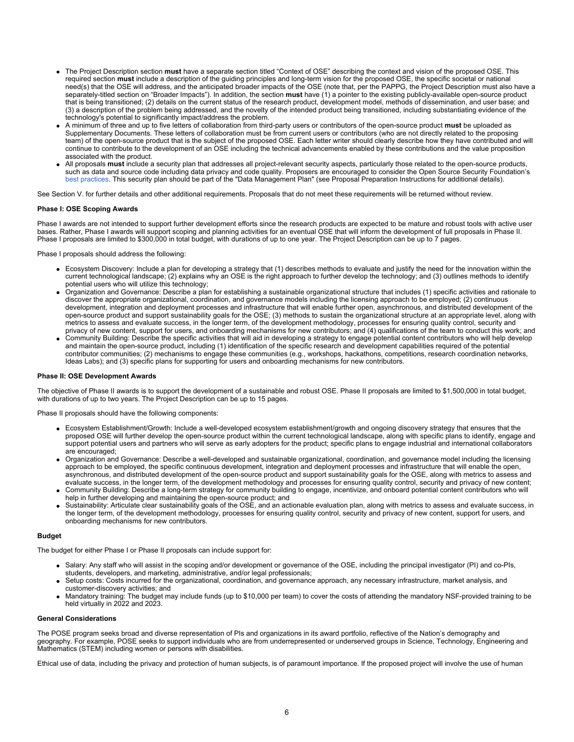- The Project Description section **must** have a separate section titled "Context of OSE" describing the context and vision of the proposed OSE. This required section **must** include a description of the guiding principles and long-term vision for the proposed OSE, the specific societal or national need(s) that the OSE will address, and the anticipated broader impacts of the OSE (note that, per the PAPPG, the Project Description must also have a separately-titled section on "Broader Impacts"). In addition, the section **must** have (1) a pointer to the existing publicly-available open-source product that is being transitioned; (2) details on the current status of the research product, development model, methods of dissemination, and user base; and (3) a description of the problem being addressed, and the novelty of the intended product being transitioned, including substantiating evidence of the technology's potential to significantly impact/address the problem.
- A minimum of three and up to five letters of collaboration from third-party users or contributors of the open-source product **must** be uploaded as Supplementary Documents. These letters of collaboration must be from current users or contributors (who are not directly related to the proposing team) of the open-source product that is the subject of the proposed OSE. Each letter writer should clearly describe how they have contributed and will continue to contribute to the development of an OSE including the technical advancements enabled by these contributions and the value proposition associated with the product.
- All proposals **must** include a security plan that addresses all project-relevant security aspects, particularly those related to the open-source products, such as data and source code including data privacy and code quality. Proposers are encouraged to consider the Open Source Security Foundation's best practices. This security plan should be part of the "Data Management Plan" (see Proposal Preparation Instructions for additional details).

See Section V. for further details and other additional requirements. Proposals that do not meet these requirements will be returned without review.

**Phase I: OSE Scoping Awards**

Phase I awards are not intended to support further development efforts since the research products are expected to be mature and robust tools with active user bases. Rather, Phase I awards will support scoping and planning activities for an eventual OSE that will inform the development of full proposals in Phase II. Phase I proposals are limited to $300,000 in total budget, with durations of up to one year. The Project Description can be up to 7 pages.

Phase I proposals should address the following:

- Ecosystem Discovery: Include a plan for developing a strategy that (1) describes methods to evaluate and justify the need for the innovation within the current technological landscape; (2) explains why an OSE is the right approach to further develop the technology; and (3) outlines methods to identify potential users who will utilize this technology;
- Organization and Governance: Describe a plan for establishing a sustainable organizational structure that includes (1) specific activities and rationale to discover the appropriate organizational, coordination, and governance models including the licensing approach to be employed; (2) continuous development, integration and deployment processes and infrastructure that will enable further open, asynchronous, and distributed development of the open-source product and support sustainability goals for the OSE; (3) methods to sustain the organizational structure at an appropriate level, along with metrics to assess and evaluate success, in the longer term, of the development methodology, processes for ensuring quality control, security and privacy of new content, support for users, and onboarding mechanisms for new contributors; and (4) qualifications of the team to conduct this work; and
- Community Building: Describe the specific activities that will aid in developing a strategy to engage potential content contributors who will help develop and maintain the open-source product, including (1) identification of the specific research and development capabilities required of the potential contributor communities; (2) mechanisms to engage these communities (e.g., workshops, hackathons, competitions, research coordination networks, Ideas Labs); and (3) specific plans for supporting for users and onboarding mechanisms for new contributors.

**Phase II: OSE Development Awards**

The objective of Phase II awards is to support the development of a sustainable and robust OSE. Phase II proposals are limited to $1,500,000 in total budget, with durations of up to two years. The Project Description can be up to 15 pages.

Phase II proposals should have the following components:

- Ecosystem Establishment/Growth: Include a well-developed ecosystem establishment/growth and ongoing discovery strategy that ensures that the proposed OSE will further develop the open-source product within the current technological landscape, along with specific plans to identify, engage and support potential users and partners who will serve as early adopters for the product; specific plans to engage industrial and international collaborators are encouraged;
- Organization and Governance: Describe a well-developed and sustainable organizational, coordination, and governance model including the licensing approach to be employed, the specific continuous development, integration and deployment processes and infrastructure that will enable the open, asynchronous, and distributed development of the open-source product and support sustainability goals for the OSE, along with metrics to assess and evaluate success, in the longer term, of the development methodology and processes for ensuring quality control, security and privacy of new content;
- Community Building: Describe a long-term strategy for community building to engage, incentivize, and onboard potential content contributors who will help in further developing and maintaining the open-source product; and
- Sustainability: Articulate clear sustainability goals of the OSE, and an actionable evaluation plan, along with metrics to assess and evaluate success, in the longer term, of the development methodology, processes for ensuring quality control, security and privacy of new content, support for users, and onboarding mechanisms for new contributors.

**Budget**

The budget for either Phase I or Phase II proposals can include support for:

- Salary: Any staff who will assist in the scoping and/or development or governance of the OSE, including the principal investigator (PI) and co-PIs, students, developers, and marketing, administrative, and/or legal professionals;
- Setup costs: Costs incurred for the organizational, coordination, and governance approach, any necessary infrastructure, market analysis, and customer-discovery activities; and
- Mandatory training: The budget may include funds (up to $10,000 per team) to cover the costs of attending the mandatory NSF-provided training to be held virtually in 2022 and 2023.

**General Considerations**

The POSE program seeks broad and diverse representation of PIs and organizations in its award portfolio, reflective of the Nation's demography and geography. For example, POSE seeks to support individuals who are from underrepresented or underserved groups in Science, Technology, Engineering and Mathematics (STEM) including women or persons with disabilities.

Ethical use of data, including the privacy and protection of human subjects, is of paramount importance. If the proposed project will involve the use of human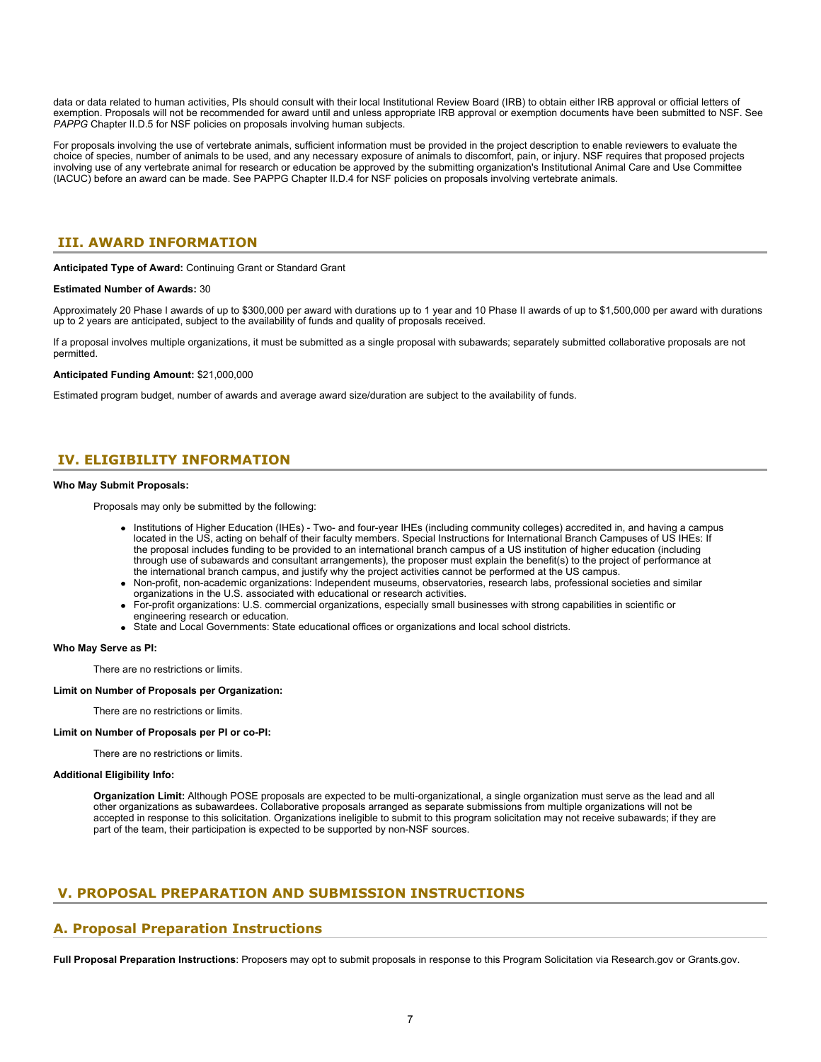data or data related to human activities, PIs should consult with their local Institutional Review Board (IRB) to obtain either IRB approval or official letters of exemption. Proposals will not be recommended for award until and unless appropriate IRB approval or exemption documents have been submitted to NSF. See *PAPPG* Chapter II.D.5 for NSF policies on proposals involving human subjects.

For proposals involving the use of vertebrate animals, sufficient information must be provided in the project description to enable reviewers to evaluate the choice of species, number of animals to be used, and any necessary exposure of animals to discomfort, pain, or injury. NSF requires that proposed projects involving use of any vertebrate animal for research or education be approved by the submitting organization's Institutional Animal Care and Use Committee (IACUC) before an award can be made. See PAPPG Chapter II.D.4 for NSF policies on proposals involving vertebrate animals.

## III. AWARD INFORMATION

**Anticipated Type of Award:** Continuing Grant or Standard Grant

**Estimated Number of Awards:** 30

Approximately 20 Phase I awards of up to $300,000 per award with durations up to 1 year and 10 Phase II awards of up to $1,500,000 per award with durations up to 2 years are anticipated, subject to the availability of funds and quality of proposals received.

If a proposal involves multiple organizations, it must be submitted as a single proposal with subawards; separately submitted collaborative proposals are not permitted.

**Anticipated Funding Amount:** $21,000,000

Estimated program budget, number of awards and average award size/duration are subject to the availability of funds.

## IV. ELIGIBILITY INFORMATION

**Who May Submit Proposals:**

Proposals may only be submitted by the following:

- Institutions of Higher Education (IHEs) - Two- and four-year IHEs (including community colleges) accredited in, and having a campus located in the US, acting on behalf of their faculty members. Special Instructions for International Branch Campuses of US IHEs: If the proposal includes funding to be provided to an international branch campus of a US institution of higher education (including through use of subawards and consultant arrangements), the proposer must explain the benefit(s) to the project of performance at the international branch campus, and justify why the project activities cannot be performed at the US campus.
- Non-profit, non-academic organizations: Independent museums, observatories, research labs, professional societies and similar organizations in the U.S. associated with educational or research activities.
- For-profit organizations: U.S. commercial organizations, especially small businesses with strong capabilities in scientific or engineering research or education.
- State and Local Governments: State educational offices or organizations and local school districts.

**Who May Serve as PI:**

There are no restrictions or limits.

**Limit on Number of Proposals per Organization:**

There are no restrictions or limits.

**Limit on Number of Proposals per PI or co-PI:**

There are no restrictions or limits.

**Additional Eligibility Info:**

**Organization Limit:** Although POSE proposals are expected to be multi-organizational, a single organization must serve as the lead and all other organizations as subawardees. Collaborative proposals arranged as separate submissions from multiple organizations will not be accepted in response to this solicitation. Organizations ineligible to submit to this program solicitation may not receive subawards; if they are part of the team, their participation is expected to be supported by non-NSF sources.

## V. PROPOSAL PREPARATION AND SUBMISSION INSTRUCTIONS

### A. Proposal Preparation Instructions

**Full Proposal Preparation Instructions**: Proposers may opt to submit proposals in response to this Program Solicitation via Research.gov or Grants.gov.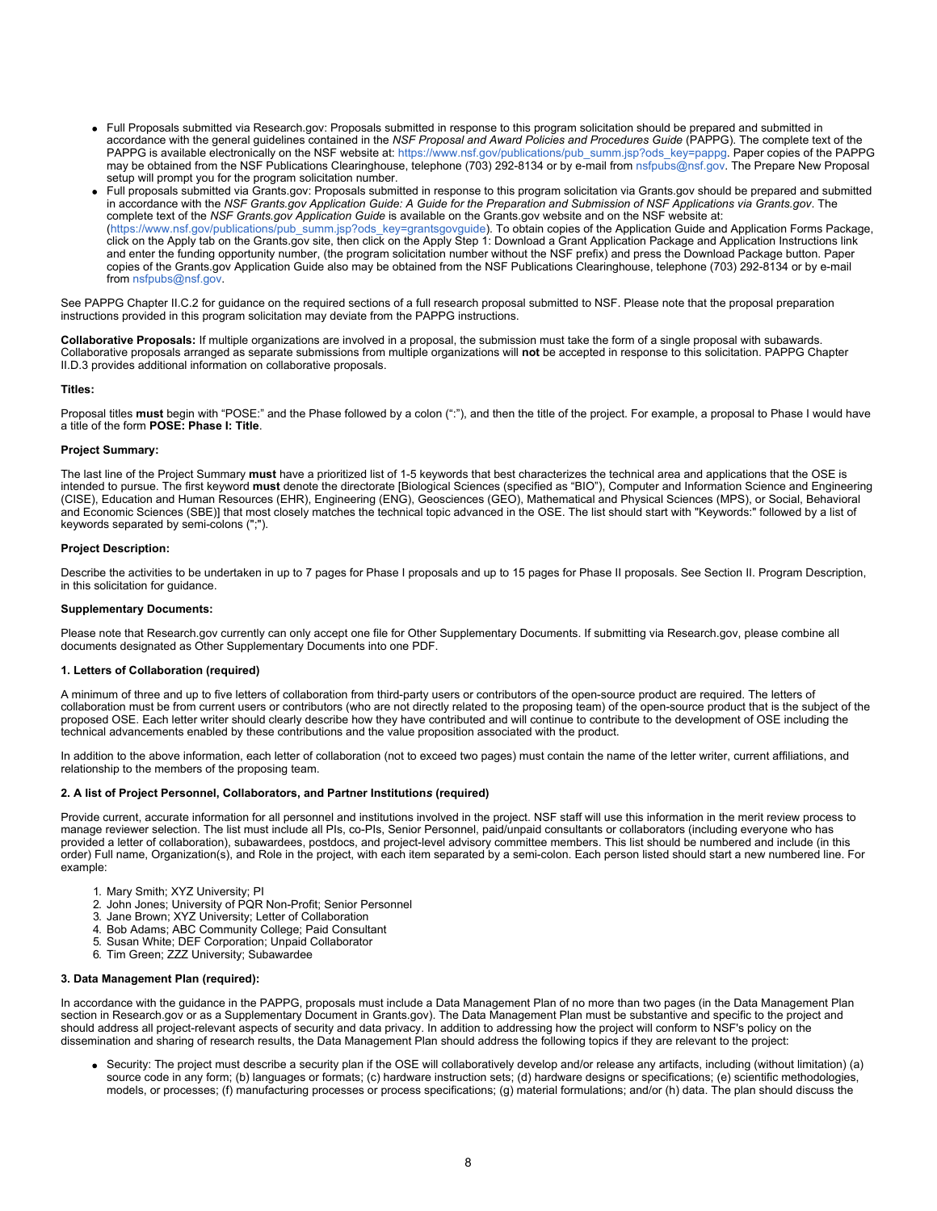- Full Proposals submitted via Research.gov: Proposals submitted in response to this program solicitation should be prepared and submitted in accordance with the general guidelines contained in the *NSF Proposal and Award Policies and Procedures Guide* (PAPPG). The complete text of the PAPPG is available electronically on the NSF website at: https://www.nsf.gov/publications/pub_summ.jsp?ods_key=pappg. Paper copies of the PAPPG may be obtained from the NSF Publications Clearinghouse, telephone (703) 292-8134 or by e-mail from nsfpubs@nsf.gov. The Prepare New Proposal setup will prompt you for the program solicitation number.
- Full proposals submitted via Grants.gov: Proposals submitted in response to this program solicitation via Grants.gov should be prepared and submitted in accordance with the *NSF Grants.gov Application Guide: A Guide for the Preparation and Submission of NSF Applications via Grants.gov*. The complete text of the *NSF Grants.gov Application Guide* is available on the Grants.gov website and on the NSF website at: (https://www.nsf.gov/publications/pub_summ.jsp?ods_key=grantsgovguide). To obtain copies of the Application Guide and Application Forms Package, click on the Apply tab on the Grants.gov site, then click on the Apply Step 1: Download a Grant Application Package and Application Instructions link and enter the funding opportunity number, (the program solicitation number without the NSF prefix) and press the Download Package button. Paper copies of the Grants.gov Application Guide also may be obtained from the NSF Publications Clearinghouse, telephone (703) 292-8134 or by e-mail from nsfpubs@nsf.gov.

See PAPPG Chapter II.C.2 for guidance on the required sections of a full research proposal submitted to NSF. Please note that the proposal preparation instructions provided in this program solicitation may deviate from the PAPPG instructions.

**Collaborative Proposals:** If multiple organizations are involved in a proposal, the submission must take the form of a single proposal with subawards. Collaborative proposals arranged as separate submissions from multiple organizations will **not** be accepted in response to this solicitation. PAPPG Chapter II.D.3 provides additional information on collaborative proposals.

**Titles:**

Proposal titles **must** begin with "POSE:" and the Phase followed by a colon (":"), and then the title of the project. For example, a proposal to Phase I would have a title of the form **POSE: Phase I: Title**.

**Project Summary:**

The last line of the Project Summary **must** have a prioritized list of 1-5 keywords that best characterizes the technical area and applications that the OSE is intended to pursue. The first keyword **must** denote the directorate [Biological Sciences (specified as "BIO"), Computer and Information Science and Engineering (CISE), Education and Human Resources (EHR), Engineering (ENG), Geosciences (GEO), Mathematical and Physical Sciences (MPS), or Social, Behavioral and Economic Sciences (SBE)] that most closely matches the technical topic advanced in the OSE. The list should start with "Keywords:" followed by a list of keywords separated by semi-colons (";").

**Project Description:**

Describe the activities to be undertaken in up to 7 pages for Phase I proposals and up to 15 pages for Phase II proposals. See Section II. Program Description, in this solicitation for guidance.

**Supplementary Documents:**

Please note that Research.gov currently can only accept one file for Other Supplementary Documents. If submitting via Research.gov, please combine all documents designated as Other Supplementary Documents into one PDF.

**1. Letters of Collaboration (required)**

A minimum of three and up to five letters of collaboration from third-party users or contributors of the open-source product are required. The letters of collaboration must be from current users or contributors (who are not directly related to the proposing team) of the open-source product that is the subject of the proposed OSE. Each letter writer should clearly describe how they have contributed and will continue to contribute to the development of OSE including the technical advancements enabled by these contributions and the value proposition associated with the product.

In addition to the above information, each letter of collaboration (not to exceed two pages) must contain the name of the letter writer, current affiliations, and relationship to the members of the proposing team.

**2. A list of Project Personnel, Collaborators, and Partner Institution*s* (required)**

Provide current, accurate information for all personnel and institutions involved in the project. NSF staff will use this information in the merit review process to manage reviewer selection. The list must include all PIs, co-PIs, Senior Personnel, paid/unpaid consultants or collaborators (including everyone who has provided a letter of collaboration), subawardees, postdocs, and project-level advisory committee members. This list should be numbered and include (in this order) Full name, Organization(s), and Role in the project, with each item separated by a semi-colon. Each person listed should start a new numbered line. For example:

1. Mary Smith; XYZ University; PI
2. John Jones; University of PQR Non-Profit; Senior Personnel
3. Jane Brown; XYZ University; Letter of Collaboration
4. Bob Adams; ABC Community College; Paid Consultant
5. Susan White; DEF Corporation; Unpaid Collaborator
6. Tim Green; ZZZ University; Subawardee

**3. Data Management Plan (required):**

In accordance with the guidance in the PAPPG, proposals must include a Data Management Plan of no more than two pages (in the Data Management Plan section in Research.gov or as a Supplementary Document in Grants.gov). The Data Management Plan must be substantive and specific to the project and should address all project-relevant aspects of security and data privacy. In addition to addressing how the project will conform to NSF's policy on the dissemination and sharing of research results, the Data Management Plan should address the following topics if they are relevant to the project:

- Security: The project must describe a security plan if the OSE will collaboratively develop and/or release any artifacts, including (without limitation) (a) source code in any form; (b) languages or formats; (c) hardware instruction sets; (d) hardware designs or specifications; (e) scientific methodologies, models, or processes; (f) manufacturing processes or process specifications; (g) material formulations; and/or (h) data. The plan should discuss the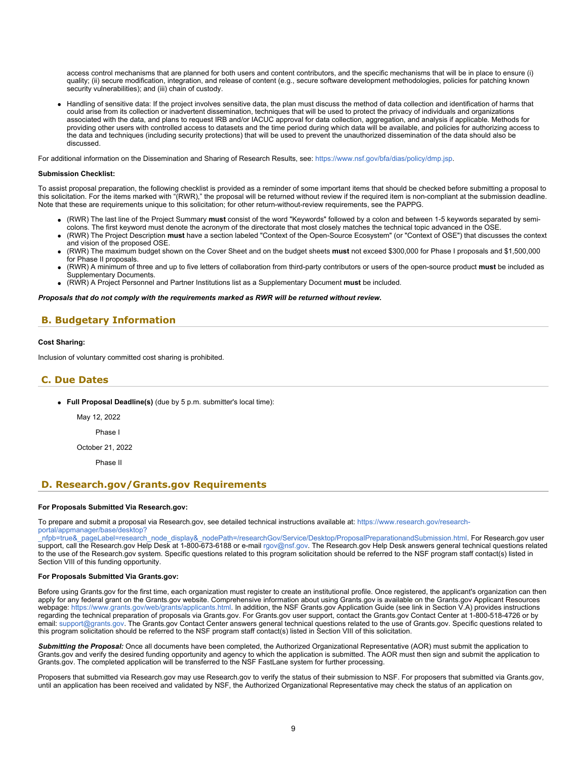access control mechanisms that are planned for both users and content contributors, and the specific mechanisms that will be in place to ensure (i) quality; (ii) secure modification, integration, and release of content (e.g., secure software development methodologies, policies for patching known security vulnerabilities); and (iii) chain of custody.

- Handling of sensitive data: If the project involves sensitive data, the plan must discuss the method of data collection and identification of harms that could arise from its collection or inadvertent dissemination, techniques that will be used to protect the privacy of individuals and organizations associated with the data, and plans to request IRB and/or IACUC approval for data collection, aggregation, and analysis if applicable. Methods for providing other users with controlled access to datasets and the time period during which data will be available, and policies for authorizing access to the data and techniques (including security protections) that will be used to prevent the unauthorized dissemination of the data should also be discussed.

For additional information on the Dissemination and Sharing of Research Results, see: https://www.nsf.gov/bfa/dias/policy/dmp.jsp.

**Submission Checklist:**

To assist proposal preparation, the following checklist is provided as a reminder of some important items that should be checked before submitting a proposal to this solicitation. For the items marked with "(RWR)," the proposal will be returned without review if the required item is non-compliant at the submission deadline. Note that these are requirements unique to this solicitation; for other return-without-review requirements, see the PAPPG.

- (RWR) The last line of the Project Summary **must** consist of the word "Keywords" followed by a colon and between 1-5 keywords separated by semi-colons. The first keyword must denote the acronym of the directorate that most closely matches the technical topic advanced in the OSE.
- (RWR) The Project Description **must** have a section labeled "Context of the Open-Source Ecosystem" (or "Context of OSE") that discusses the context and vision of the proposed OSE.
- (RWR) The maximum budget shown on the Cover Sheet and on the budget sheets **must** not exceed $300,000 for Phase I proposals and $1,500,000 for Phase II proposals.
- (RWR) A minimum of three and up to five letters of collaboration from third-party contributors or users of the open-source product **must** be included as Supplementary Documents.
- (RWR) A Project Personnel and Partner Institutions list as a Supplementary Document **must** be included.

***Proposals that do not comply with the requirements marked as RWR will be returned without review.***

## B. Budgetary Information

**Cost Sharing:**

Inclusion of voluntary committed cost sharing is prohibited.

## C. Due Dates

- **Full Proposal Deadline(s)** (due by 5 p.m. submitter's local time):

  May 12, 2022

  Phase I

  October 21, 2022

  Phase II

## D. Research.gov/Grants.gov Requirements

**For Proposals Submitted Via Research.gov:**

To prepare and submit a proposal via Research.gov, see detailed technical instructions available at: https://www.research.gov/research-portal/appmanager/base/desktop?_nfpb=true&_pageLabel=research_node_display&_nodePath=/researchGov/Service/Desktop/ProposalPreparationandSubmission.html. For Research.gov user support, call the Research.gov Help Desk at 1-800-673-6188 or e-mail rgov@nsf.gov. The Research.gov Help Desk answers general technical questions related to the use of the Research.gov system. Specific questions related to this program solicitation should be referred to the NSF program staff contact(s) listed in Section VIII of this funding opportunity.

**For Proposals Submitted Via Grants.gov:**

Before using Grants.gov for the first time, each organization must register to create an institutional profile. Once registered, the applicant's organization can then apply for any federal grant on the Grants.gov website. Comprehensive information about using Grants.gov is available on the Grants.gov Applicant Resources webpage: https://www.grants.gov/web/grants/applicants.html. In addition, the NSF Grants.gov Application Guide (see link in Section V.A) provides instructions regarding the technical preparation of proposals via Grants.gov. For Grants.gov user support, contact the Grants.gov Contact Center at 1-800-518-4726 or by email: support@grants.gov. The Grants.gov Contact Center answers general technical questions related to the use of Grants.gov. Specific questions related to this program solicitation should be referred to the NSF program staff contact(s) listed in Section VIII of this solicitation.

***Submitting the Proposal:*** Once all documents have been completed, the Authorized Organizational Representative (AOR) must submit the application to Grants.gov and verify the desired funding opportunity and agency to which the application is submitted. The AOR must then sign and submit the application to Grants.gov. The completed application will be transferred to the NSF FastLane system for further processing.

Proposers that submitted via Research.gov may use Research.gov to verify the status of their submission to NSF. For proposers that submitted via Grants.gov, until an application has been received and validated by NSF, the Authorized Organizational Representative may check the status of an application on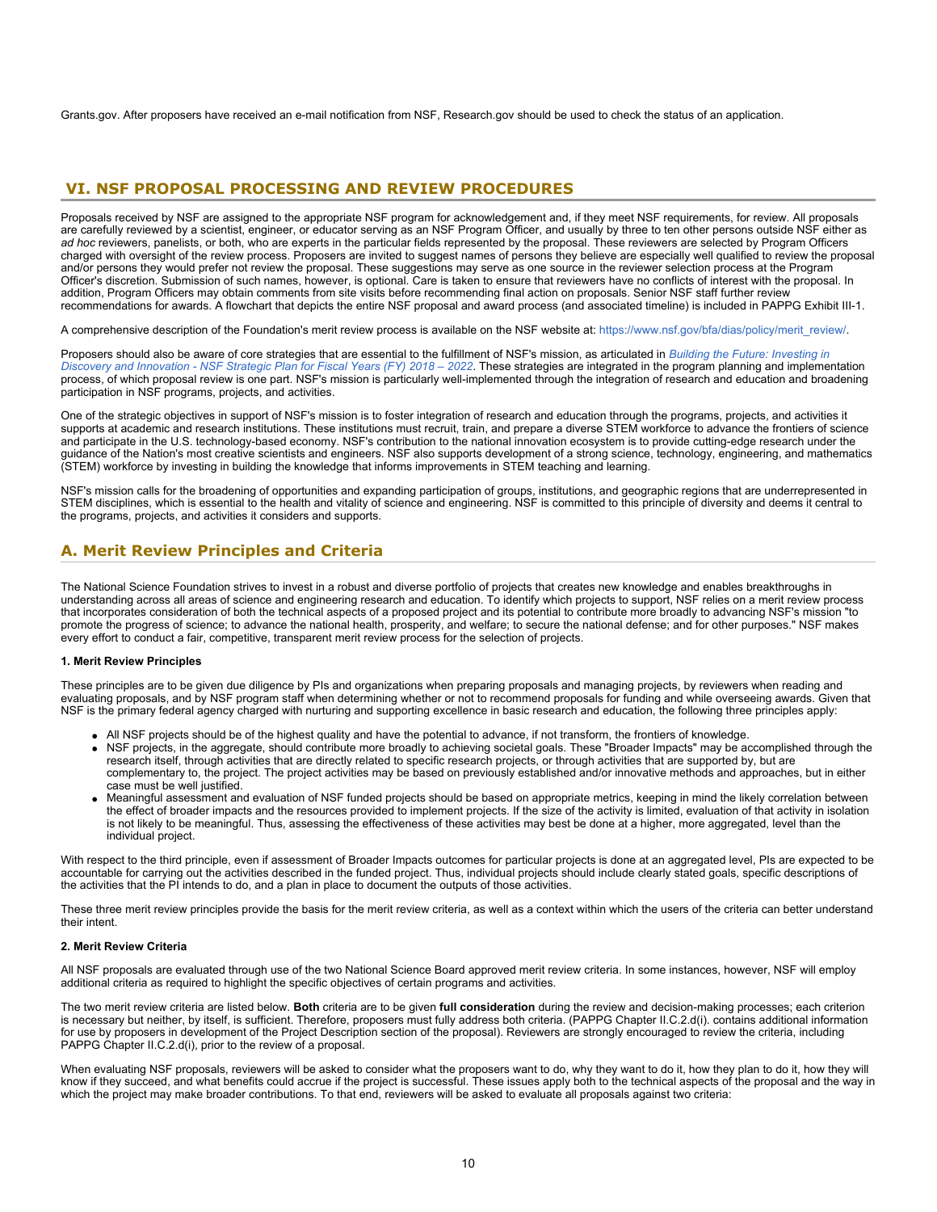Grants.gov. After proposers have received an e-mail notification from NSF, Research.gov should be used to check the status of an application.

## VI. NSF PROPOSAL PROCESSING AND REVIEW PROCEDURES

Proposals received by NSF are assigned to the appropriate NSF program for acknowledgement and, if they meet NSF requirements, for review. All proposals are carefully reviewed by a scientist, engineer, or educator serving as an NSF Program Officer, and usually by three to ten other persons outside NSF either as *ad hoc* reviewers, panelists, or both, who are experts in the particular fields represented by the proposal. These reviewers are selected by Program Officers charged with oversight of the review process. Proposers are invited to suggest names of persons they believe are especially well qualified to review the proposal and/or persons they would prefer not review the proposal. These suggestions may serve as one source in the reviewer selection process at the Program Officer's discretion. Submission of such names, however, is optional. Care is taken to ensure that reviewers have no conflicts of interest with the proposal. In addition, Program Officers may obtain comments from site visits before recommending final action on proposals. Senior NSF staff further review recommendations for awards. A flowchart that depicts the entire NSF proposal and award process (and associated timeline) is included in PAPPG Exhibit III-1.

A comprehensive description of the Foundation's merit review process is available on the NSF website at: https://www.nsf.gov/bfa/dias/policy/merit_review/.

Proposers should also be aware of core strategies that are essential to the fulfillment of NSF's mission, as articulated in *Building the Future: Investing in Discovery and Innovation - NSF Strategic Plan for Fiscal Years (FY) 2018 – 2022*. These strategies are integrated in the program planning and implementation process, of which proposal review is one part. NSF's mission is particularly well-implemented through the integration of research and education and broadening participation in NSF programs, projects, and activities.

One of the strategic objectives in support of NSF's mission is to foster integration of research and education through the programs, projects, and activities it supports at academic and research institutions. These institutions must recruit, train, and prepare a diverse STEM workforce to advance the frontiers of science and participate in the U.S. technology-based economy. NSF's contribution to the national innovation ecosystem is to provide cutting-edge research under the guidance of the Nation's most creative scientists and engineers. NSF also supports development of a strong science, technology, engineering, and mathematics (STEM) workforce by investing in building the knowledge that informs improvements in STEM teaching and learning.

NSF's mission calls for the broadening of opportunities and expanding participation of groups, institutions, and geographic regions that are underrepresented in STEM disciplines, which is essential to the health and vitality of science and engineering. NSF is committed to this principle of diversity and deems it central to the programs, projects, and activities it considers and supports.

### A. Merit Review Principles and Criteria

The National Science Foundation strives to invest in a robust and diverse portfolio of projects that creates new knowledge and enables breakthroughs in understanding across all areas of science and engineering research and education. To identify which projects to support, NSF relies on a merit review process that incorporates consideration of both the technical aspects of a proposed project and its potential to contribute more broadly to advancing NSF's mission "to promote the progress of science; to advance the national health, prosperity, and welfare; to secure the national defense; and for other purposes." NSF makes every effort to conduct a fair, competitive, transparent merit review process for the selection of projects.

#### 1. Merit Review Principles

These principles are to be given due diligence by PIs and organizations when preparing proposals and managing projects, by reviewers when reading and evaluating proposals, and by NSF program staff when determining whether or not to recommend proposals for funding and while overseeing awards. Given that NSF is the primary federal agency charged with nurturing and supporting excellence in basic research and education, the following three principles apply:

- All NSF projects should be of the highest quality and have the potential to advance, if not transform, the frontiers of knowledge.
- NSF projects, in the aggregate, should contribute more broadly to achieving societal goals. These "Broader Impacts" may be accomplished through the research itself, through activities that are directly related to specific research projects, or through activities that are supported by, but are complementary to, the project. The project activities may be based on previously established and/or innovative methods and approaches, but in either case must be well justified.
- Meaningful assessment and evaluation of NSF funded projects should be based on appropriate metrics, keeping in mind the likely correlation between the effect of broader impacts and the resources provided to implement projects. If the size of the activity is limited, evaluation of that activity in isolation is not likely to be meaningful. Thus, assessing the effectiveness of these activities may best be done at a higher, more aggregated, level than the individual project.

With respect to the third principle, even if assessment of Broader Impacts outcomes for particular projects is done at an aggregated level, PIs are expected to be accountable for carrying out the activities described in the funded project. Thus, individual projects should include clearly stated goals, specific descriptions of the activities that the PI intends to do, and a plan in place to document the outputs of those activities.

These three merit review principles provide the basis for the merit review criteria, as well as a context within which the users of the criteria can better understand their intent.

#### 2. Merit Review Criteria

All NSF proposals are evaluated through use of the two National Science Board approved merit review criteria. In some instances, however, NSF will employ additional criteria as required to highlight the specific objectives of certain programs and activities.

The two merit review criteria are listed below. **Both** criteria are to be given **full consideration** during the review and decision-making processes; each criterion is necessary but neither, by itself, is sufficient. Therefore, proposers must fully address both criteria. (PAPPG Chapter II.C.2.d(i). contains additional information for use by proposers in development of the Project Description section of the proposal). Reviewers are strongly encouraged to review the criteria, including PAPPG Chapter II.C.2.d(i), prior to the review of a proposal.

When evaluating NSF proposals, reviewers will be asked to consider what the proposers want to do, why they want to do it, how they plan to do it, how they will know if they succeed, and what benefits could accrue if the project is successful. These issues apply both to the technical aspects of the proposal and the way in which the project may make broader contributions. To that end, reviewers will be asked to evaluate all proposals against two criteria: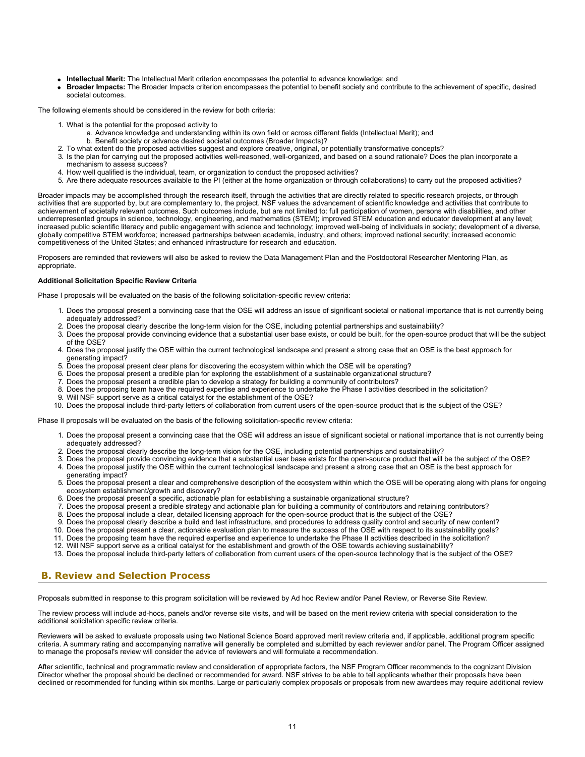- **Intellectual Merit:** The Intellectual Merit criterion encompasses the potential to advance knowledge; and
- **Broader Impacts:** The Broader Impacts criterion encompasses the potential to benefit society and contribute to the achievement of specific, desired societal outcomes.

The following elements should be considered in the review for both criteria:

1. What is the potential for the proposed activity to
   a. Advance knowledge and understanding within its own field or across different fields (Intellectual Merit); and
   b. Benefit society or advance desired societal outcomes (Broader Impacts)?
2. To what extent do the proposed activities suggest and explore creative, original, or potentially transformative concepts?
3. Is the plan for carrying out the proposed activities well-reasoned, well-organized, and based on a sound rationale? Does the plan incorporate a mechanism to assess success?
4. How well qualified is the individual, team, or organization to conduct the proposed activities?
5. Are there adequate resources available to the PI (either at the home organization or through collaborations) to carry out the proposed activities?

Broader impacts may be accomplished through the research itself, through the activities that are directly related to specific research projects, or through activities that are supported by, but are complementary to, the project. NSF values the advancement of scientific knowledge and activities that contribute to achievement of societally relevant outcomes. Such outcomes include, but are not limited to: full participation of women, persons with disabilities, and other underrepresented groups in science, technology, engineering, and mathematics (STEM); improved STEM education and educator development at any level; increased public scientific literacy and public engagement with science and technology; improved well-being of individuals in society; development of a diverse, globally competitive STEM workforce; increased partnerships between academia, industry, and others; improved national security; increased economic competitiveness of the United States; and enhanced infrastructure for research and education.

Proposers are reminded that reviewers will also be asked to review the Data Management Plan and the Postdoctoral Researcher Mentoring Plan, as appropriate.

**Additional Solicitation Specific Review Criteria**

Phase I proposals will be evaluated on the basis of the following solicitation-specific review criteria:

1. Does the proposal present a convincing case that the OSE will address an issue of significant societal or national importance that is not currently being adequately addressed?
2. Does the proposal clearly describe the long-term vision for the OSE, including potential partnerships and sustainability?
3. Does the proposal provide convincing evidence that a substantial user base exists, or could be built, for the open-source product that will be the subject of the OSE?
4. Does the proposal justify the OSE within the current technological landscape and present a strong case that an OSE is the best approach for generating impact?
5. Does the proposal present clear plans for discovering the ecosystem within which the OSE will be operating?
6. Does the proposal present a credible plan for exploring the establishment of a sustainable organizational structure?
7. Does the proposal present a credible plan to develop a strategy for building a community of contributors?
8. Does the proposing team have the required expertise and experience to undertake the Phase I activities described in the solicitation?
9. Will NSF support serve as a critical catalyst for the establishment of the OSE?
10. Does the proposal include third-party letters of collaboration from current users of the open-source product that is the subject of the OSE?

Phase II proposals will be evaluated on the basis of the following solicitation-specific review criteria:

1. Does the proposal present a convincing case that the OSE will address an issue of significant societal or national importance that is not currently being adequately addressed?
2. Does the proposal clearly describe the long-term vision for the OSE, including potential partnerships and sustainability?
3. Does the proposal provide convincing evidence that a substantial user base exists for the open-source product that will be the subject of the OSE?
4. Does the proposal justify the OSE within the current technological landscape and present a strong case that an OSE is the best approach for generating impact?
5. Does the proposal present a clear and comprehensive description of the ecosystem within which the OSE will be operating along with plans for ongoing ecosystem establishment/growth and discovery?
6. Does the proposal present a specific, actionable plan for establishing a sustainable organizational structure?
7. Does the proposal present a credible strategy and actionable plan for building a community of contributors and retaining contributors?
8. Does the proposal include a clear, detailed licensing approach for the open-source product that is the subject of the OSE?
9. Does the proposal clearly describe a build and test infrastructure, and procedures to address quality control and security of new content?
10. Does the proposal present a clear, actionable evaluation plan to measure the success of the OSE with respect to its sustainability goals?
11. Does the proposing team have the required expertise and experience to undertake the Phase II activities described in the solicitation?
12. Will NSF support serve as a critical catalyst for the establishment and growth of the OSE towards achieving sustainability?
13. Does the proposal include third-party letters of collaboration from current users of the open-source technology that is the subject of the OSE?

## B. Review and Selection Process

Proposals submitted in response to this program solicitation will be reviewed by Ad hoc Review and/or Panel Review, or Reverse Site Review.

The review process will include ad-hocs, panels and/or reverse site visits, and will be based on the merit review criteria with special consideration to the additional solicitation specific review criteria.

Reviewers will be asked to evaluate proposals using two National Science Board approved merit review criteria and, if applicable, additional program specific criteria. A summary rating and accompanying narrative will generally be completed and submitted by each reviewer and/or panel. The Program Officer assigned to manage the proposal's review will consider the advice of reviewers and will formulate a recommendation.

After scientific, technical and programmatic review and consideration of appropriate factors, the NSF Program Officer recommends to the cognizant Division Director whether the proposal should be declined or recommended for award. NSF strives to be able to tell applicants whether their proposals have been declined or recommended for funding within six months. Large or particularly complex proposals or proposals from new awardees may require additional review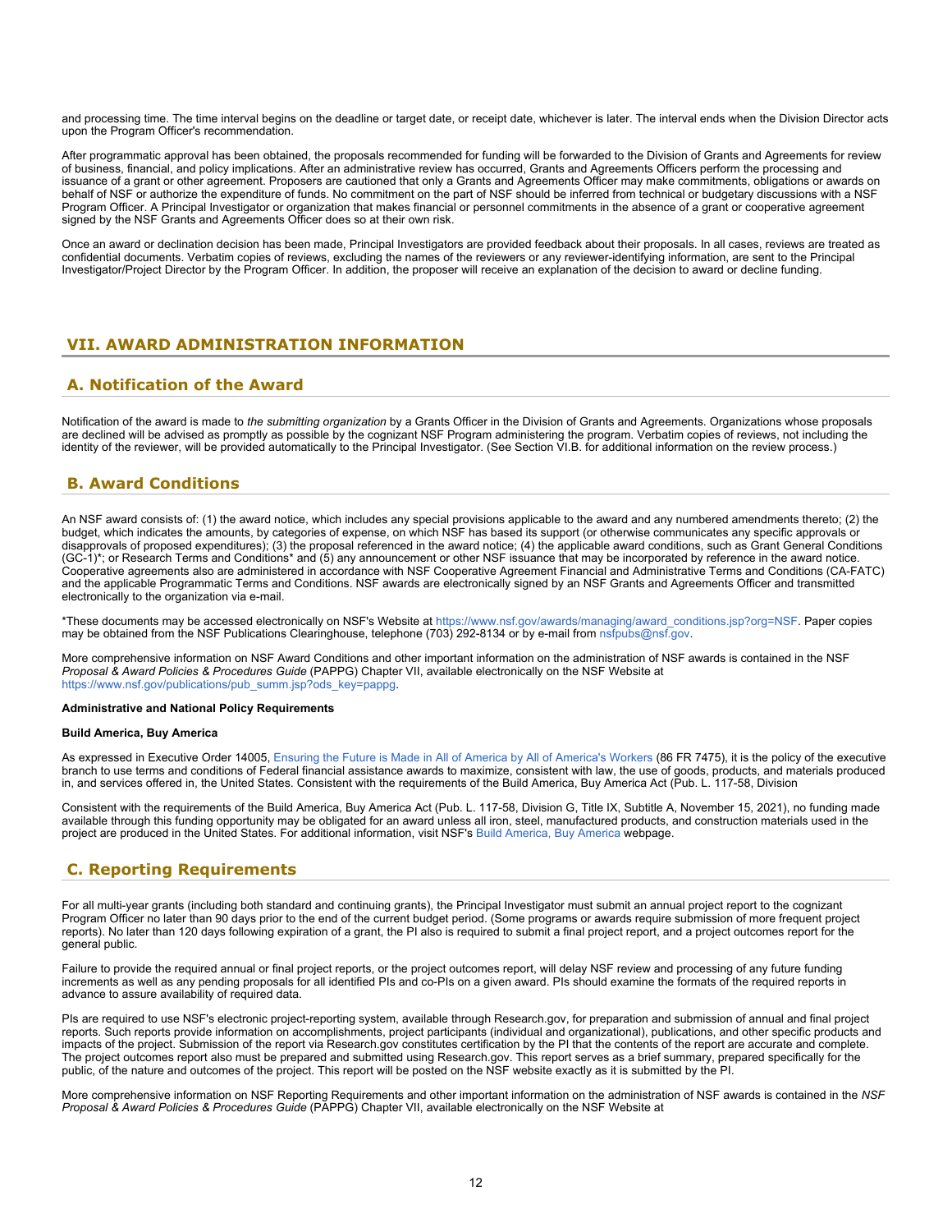and processing time. The time interval begins on the deadline or target date, or receipt date, whichever is later. The interval ends when the Division Director acts upon the Program Officer's recommendation.

After programmatic approval has been obtained, the proposals recommended for funding will be forwarded to the Division of Grants and Agreements for review of business, financial, and policy implications. After an administrative review has occurred, Grants and Agreements Officers perform the processing and issuance of a grant or other agreement. Proposers are cautioned that only a Grants and Agreements Officer may make commitments, obligations or awards on behalf of NSF or authorize the expenditure of funds. No commitment on the part of NSF should be inferred from technical or budgetary discussions with a NSF Program Officer. A Principal Investigator or organization that makes financial or personnel commitments in the absence of a grant or cooperative agreement signed by the NSF Grants and Agreements Officer does so at their own risk.

Once an award or declination decision has been made, Principal Investigators are provided feedback about their proposals. In all cases, reviews are treated as confidential documents. Verbatim copies of reviews, excluding the names of the reviewers or any reviewer-identifying information, are sent to the Principal Investigator/Project Director by the Program Officer. In addition, the proposer will receive an explanation of the decision to award or decline funding.

## VII. AWARD ADMINISTRATION INFORMATION

### A. Notification of the Award

Notification of the award is made to *the submitting organization* by a Grants Officer in the Division of Grants and Agreements. Organizations whose proposals are declined will be advised as promptly as possible by the cognizant NSF Program administering the program. Verbatim copies of reviews, not including the identity of the reviewer, will be provided automatically to the Principal Investigator. (See Section VI.B. for additional information on the review process.)

### B. Award Conditions

An NSF award consists of: (1) the award notice, which includes any special provisions applicable to the award and any numbered amendments thereto; (2) the budget, which indicates the amounts, by categories of expense, on which NSF has based its support (or otherwise communicates any specific approvals or disapprovals of proposed expenditures); (3) the proposal referenced in the award notice; (4) the applicable award conditions, such as Grant General Conditions (GC-1)*; or Research Terms and Conditions* and (5) any announcement or other NSF issuance that may be incorporated by reference in the award notice. Cooperative agreements also are administered in accordance with NSF Cooperative Agreement Financial and Administrative Terms and Conditions (CA-FATC) and the applicable Programmatic Terms and Conditions. NSF awards are electronically signed by an NSF Grants and Agreements Officer and transmitted electronically to the organization via e-mail.

*These documents may be accessed electronically on NSF's Website at https://www.nsf.gov/awards/managing/award_conditions.jsp?org=NSF. Paper copies may be obtained from the NSF Publications Clearinghouse, telephone (703) 292-8134 or by e-mail from nsfpubs@nsf.gov.

More comprehensive information on NSF Award Conditions and other important information on the administration of NSF awards is contained in the NSF *Proposal & Award Policies & Procedures Guide* (PAPPG) Chapter VII, available electronically on the NSF Website at https://www.nsf.gov/publications/pub_summ.jsp?ods_key=pappg.

**Administrative and National Policy Requirements**

**Build America, Buy America**

As expressed in Executive Order 14005, Ensuring the Future is Made in All of America by All of America's Workers (86 FR 7475), it is the policy of the executive branch to use terms and conditions of Federal financial assistance awards to maximize, consistent with law, the use of goods, products, and materials produced in, and services offered in, the United States. Consistent with the requirements of the Build America, Buy America Act (Pub. L. 117-58, Division G, Title IX, Subtitle A, November 15, 2021), no funding made available through this funding opportunity may be obligated for an award unless all iron, steel, manufactured products, and construction materials used in the project are produced in the United States. For additional information, visit NSF's Build America, Buy America webpage.

### C. Reporting Requirements

For all multi-year grants (including both standard and continuing grants), the Principal Investigator must submit an annual project report to the cognizant Program Officer no later than 90 days prior to the end of the current budget period. (Some programs or awards require submission of more frequent project reports). No later than 120 days following expiration of a grant, the PI also is required to submit a final project report, and a project outcomes report for the general public.

Failure to provide the required annual or final project reports, or the project outcomes report, will delay NSF review and processing of any future funding increments as well as any pending proposals for all identified PIs and co-PIs on a given award. PIs should examine the formats of the required reports in advance to assure availability of required data.

PIs are required to use NSF's electronic project-reporting system, available through Research.gov, for preparation and submission of annual and final project reports. Such reports provide information on accomplishments, project participants (individual and organizational), publications, and other specific products and impacts of the project. Submission of the report via Research.gov constitutes certification by the PI that the contents of the report are accurate and complete. The project outcomes report also must be prepared and submitted using Research.gov. This report serves as a brief summary, prepared specifically for the public, of the nature and outcomes of the project. This report will be posted on the NSF website exactly as it is submitted by the PI.

More comprehensive information on NSF Reporting Requirements and other important information on the administration of NSF awards is contained in the *NSF Proposal & Award Policies & Procedures Guide* (PAPPG) Chapter VII, available electronically on the NSF Website at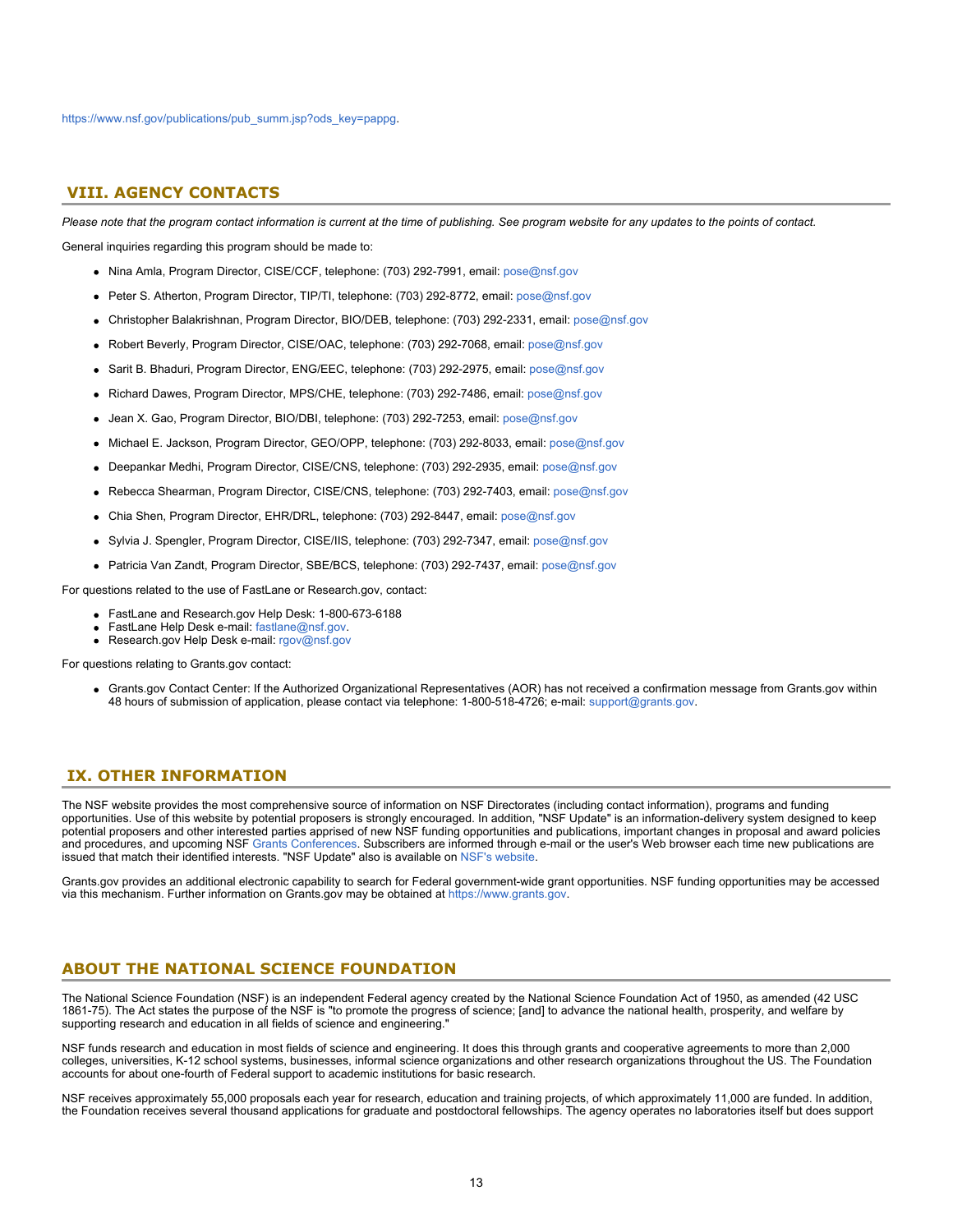https://www.nsf.gov/publications/pub_summ.jsp?ods_key=pappg.

## VIII. AGENCY CONTACTS

*Please note that the program contact information is current at the time of publishing. See program website for any updates to the points of contact.*

General inquiries regarding this program should be made to:

- Nina Amla, Program Director, CISE/CCF, telephone: (703) 292-7991, email: pose@nsf.gov
- Peter S. Atherton, Program Director, TIP/TI, telephone: (703) 292-8772, email: pose@nsf.gov
- Christopher Balakrishnan, Program Director, BIO/DEB, telephone: (703) 292-2331, email: pose@nsf.gov
- Robert Beverly, Program Director, CISE/OAC, telephone: (703) 292-7068, email: pose@nsf.gov
- Sarit B. Bhaduri, Program Director, ENG/EEC, telephone: (703) 292-2975, email: pose@nsf.gov
- Richard Dawes, Program Director, MPS/CHE, telephone: (703) 292-7486, email: pose@nsf.gov
- Jean X. Gao, Program Director, BIO/DBI, telephone: (703) 292-7253, email: pose@nsf.gov
- Michael E. Jackson, Program Director, GEO/OPP, telephone: (703) 292-8033, email: pose@nsf.gov
- Deepankar Medhi, Program Director, CISE/CNS, telephone: (703) 292-2935, email: pose@nsf.gov
- Rebecca Shearman, Program Director, CISE/CNS, telephone: (703) 292-7403, email: pose@nsf.gov
- Chia Shen, Program Director, EHR/DRL, telephone: (703) 292-8447, email: pose@nsf.gov
- Sylvia J. Spengler, Program Director, CISE/IIS, telephone: (703) 292-7347, email: pose@nsf.gov
- Patricia Van Zandt, Program Director, SBE/BCS, telephone: (703) 292-7437, email: pose@nsf.gov

For questions related to the use of FastLane or Research.gov, contact:

- FastLane and Research.gov Help Desk: 1-800-673-6188
- FastLane Help Desk e-mail: fastlane@nsf.gov.
- Research.gov Help Desk e-mail: rgov@nsf.gov

For questions relating to Grants.gov contact:

- Grants.gov Contact Center: If the Authorized Organizational Representatives (AOR) has not received a confirmation message from Grants.gov within 48 hours of submission of application, please contact via telephone: 1-800-518-4726; e-mail: support@grants.gov.

## IX. OTHER INFORMATION

The NSF website provides the most comprehensive source of information on NSF Directorates (including contact information), programs and funding opportunities. Use of this website by potential proposers is strongly encouraged. In addition, "NSF Update" is an information-delivery system designed to keep potential proposers and other interested parties apprised of new NSF funding opportunities and publications, important changes in proposal and award policies and procedures, and upcoming NSF Grants Conferences. Subscribers are informed through e-mail or the user's Web browser each time new publications are issued that match their identified interests. "NSF Update" also is available on NSF's website.

Grants.gov provides an additional electronic capability to search for Federal government-wide grant opportunities. NSF funding opportunities may be accessed via this mechanism. Further information on Grants.gov may be obtained at https://www.grants.gov.

## ABOUT THE NATIONAL SCIENCE FOUNDATION

The National Science Foundation (NSF) is an independent Federal agency created by the National Science Foundation Act of 1950, as amended (42 USC 1861-75). The Act states the purpose of the NSF is "to promote the progress of science; [and] to advance the national health, prosperity, and welfare by supporting research and education in all fields of science and engineering."

NSF funds research and education in most fields of science and engineering. It does this through grants and cooperative agreements to more than 2,000 colleges, universities, K-12 school systems, businesses, informal science organizations and other research organizations throughout the US. The Foundation accounts for about one-fourth of Federal support to academic institutions for basic research.

NSF receives approximately 55,000 proposals each year for research, education and training projects, of which approximately 11,000 are funded. In addition, the Foundation receives several thousand applications for graduate and postdoctoral fellowships. The agency operates no laboratories itself but does support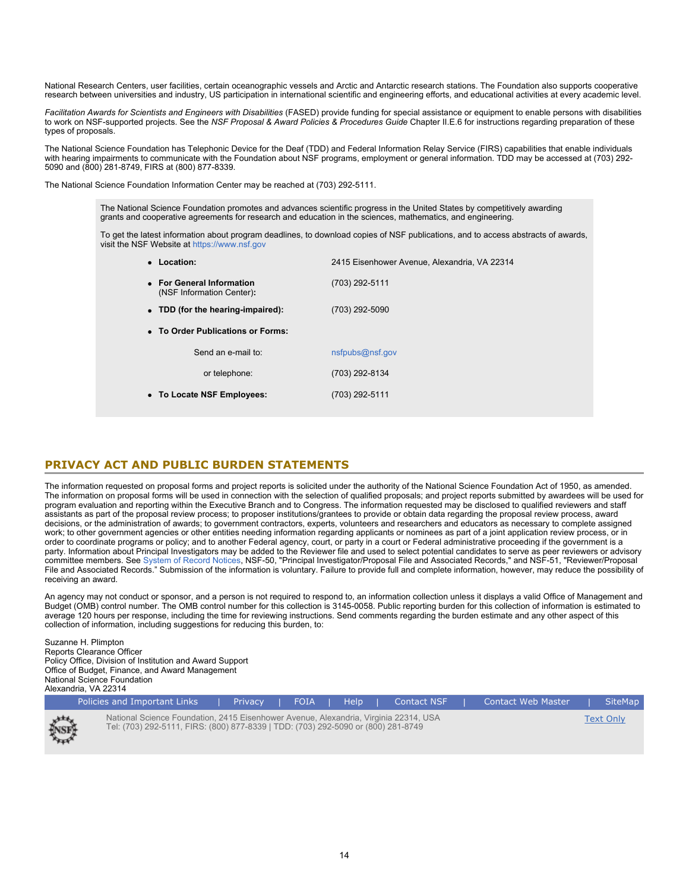National Research Centers, user facilities, certain oceanographic vessels and Arctic and Antarctic research stations. The Foundation also supports cooperative research between universities and industry, US participation in international scientific and engineering efforts, and educational activities at every academic level.

*Facilitation Awards for Scientists and Engineers with Disabilities* (FASED) provide funding for special assistance or equipment to enable persons with disabilities to work on NSF-supported projects. See the *NSF Proposal & Award Policies & Procedures Guide* Chapter II.E.6 for instructions regarding preparation of these types of proposals.

The National Science Foundation has Telephonic Device for the Deaf (TDD) and Federal Information Relay Service (FIRS) capabilities that enable individuals with hearing impairments to communicate with the Foundation about NSF programs, employment or general information. TDD may be accessed at (703) 292-5090 and (800) 281-8749, FIRS at (800) 877-8339.

The National Science Foundation Information Center may be reached at (703) 292-5111.

The National Science Foundation promotes and advances scientific progress in the United States by competitively awarding grants and cooperative agreements for research and education in the sciences, mathematics, and engineering.

To get the latest information about program deadlines, to download copies of NSF publications, and to access abstracts of awards, visit the NSF Website at https://www.nsf.gov

- **Location:** 2415 Eisenhower Avenue, Alexandria, VA 22314
- **For General Information** (NSF Information Center)**:** (703) 292-5111
- **TDD (for the hearing-impaired):** (703) 292-5090
- **To Order Publications or Forms:**
  - Send an e-mail to: nsfpubs@nsf.gov
  - or telephone: (703) 292-8134
- **To Locate NSF Employees:** (703) 292-5111

## PRIVACY ACT AND PUBLIC BURDEN STATEMENTS

The information requested on proposal forms and project reports is solicited under the authority of the National Science Foundation Act of 1950, as amended. The information on proposal forms will be used in connection with the selection of qualified proposals; and project reports submitted by awardees will be used for program evaluation and reporting within the Executive Branch and to Congress. The information requested may be disclosed to qualified reviewers and staff assistants as part of the proposal review process; to proposer institutions/grantees to provide or obtain data regarding the proposal review process, award decisions, or the administration of awards; to government contractors, experts, volunteers and researchers and educators as necessary to complete assigned work; to other government agencies or other entities needing information regarding applicants or nominees as part of a joint application review process, or in order to coordinate programs or policy; and to another Federal agency, court, or party in a court or Federal administrative proceeding if the government is a party. Information about Principal Investigators may be added to the Reviewer file and used to select potential candidates to serve as peer reviewers or advisory committee members. See System of Record Notices, NSF-50, "Principal Investigator/Proposal File and Associated Records," and NSF-51, "Reviewer/Proposal File and Associated Records." Submission of the information is voluntary. Failure to provide full and complete information, however, may reduce the possibility of receiving an award.

An agency may not conduct or sponsor, and a person is not required to respond to, an information collection unless it displays a valid Office of Management and Budget (OMB) control number. The OMB control number for this collection is 3145-0058. Public reporting burden for this collection of information is estimated to average 120 hours per response, including the time for reviewing instructions. Send comments regarding the burden estimate and any other aspect of this collection of information, including suggestions for reducing this burden, to:

Suzanne H. Plimpton
Reports Clearance Officer
Policy Office, Division of Institution and Award Support
Office of Budget, Finance, and Award Management
National Science Foundation
Alexandria, VA 22314

Policies and Important Links | Privacy | FOIA | Help | Contact NSF | Contact Web Master | SiteMap

National Science Foundation, 2415 Eisenhower Avenue, Alexandria, Virginia 22314, USA
Tel: (703) 292-5111, FIRS: (800) 877-8339 | TDD: (703) 292-5090 or (800) 281-8749

Text Only